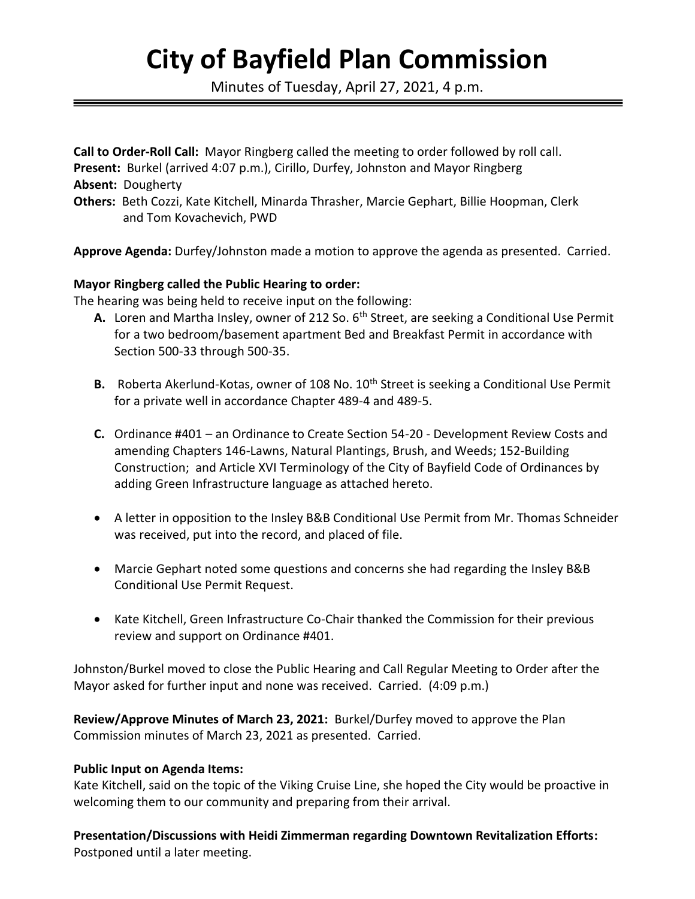# City of Bayfield Plan Commission

Minutes of Tuesday, April 27, 2021, 4 p.m.

**Call to Order-Roll Call:** Mayor Ringberg called the meeting to order followed by roll call.
**Present:** Burkel (arrived 4:07 p.m.), Cirillo, Durfey, Johnston and Mayor Ringberg
**Absent:** Dougherty
**Others:** Beth Cozzi, Kate Kitchell, Minarda Thrasher, Marcie Gephart, Billie Hoopman, Clerk and Tom Kovachevich, PWD

**Approve Agenda:** Durfey/Johnston made a motion to approve the agenda as presented. Carried.

**Mayor Ringberg called the Public Hearing to order:**
The hearing was being held to receive input on the following:

- **A.** Loren and Martha Insley, owner of 212 So. 6th Street, are seeking a Conditional Use Permit for a two bedroom/basement apartment Bed and Breakfast Permit in accordance with Section 500-33 through 500-35.
- **B.** Roberta Akerlund-Kotas, owner of 108 No. 10th Street is seeking a Conditional Use Permit for a private well in accordance Chapter 489-4 and 489-5.
- **C.** Ordinance #401 – an Ordinance to Create Section 54-20 - Development Review Costs and amending Chapters 146-Lawns, Natural Plantings, Brush, and Weeds; 152-Building Construction; and Article XVI Terminology of the City of Bayfield Code of Ordinances by adding Green Infrastructure language as attached hereto.

- A letter in opposition to the Insley B&B Conditional Use Permit from Mr. Thomas Schneider was received, put into the record, and placed of file.
- Marcie Gephart noted some questions and concerns she had regarding the Insley B&B Conditional Use Permit Request.
- Kate Kitchell, Green Infrastructure Co-Chair thanked the Commission for their previous review and support on Ordinance #401.

Johnston/Burkel moved to close the Public Hearing and Call Regular Meeting to Order after the Mayor asked for further input and none was received. Carried. (4:09 p.m.)

**Review/Approve Minutes of March 23, 2021:** Burkel/Durfey moved to approve the Plan Commission minutes of March 23, 2021 as presented. Carried.

**Public Input on Agenda Items:**
Kate Kitchell, said on the topic of the Viking Cruise Line, she hoped the City would be proactive in welcoming them to our community and preparing from their arrival.

**Presentation/Discussions with Heidi Zimmerman regarding Downtown Revitalization Efforts:**
Postponed until a later meeting.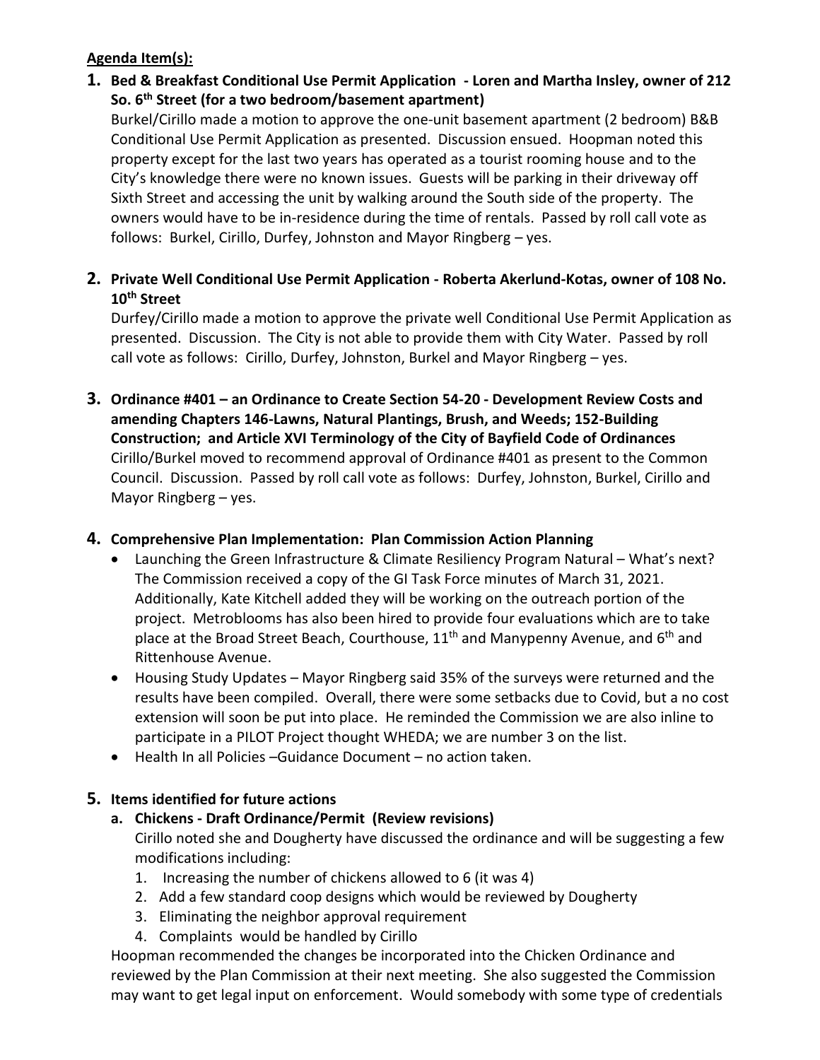**Agenda Item(s):**

**1. Bed & Breakfast Conditional Use Permit Application - Loren and Martha Insley, owner of 212 So. 6th Street (for a two bedroom/basement apartment)**

Burkel/Cirillo made a motion to approve the one-unit basement apartment (2 bedroom) B&B Conditional Use Permit Application as presented. Discussion ensued. Hoopman noted this property except for the last two years has operated as a tourist rooming house and to the City's knowledge there were no known issues. Guests will be parking in their driveway off Sixth Street and accessing the unit by walking around the South side of the property. The owners would have to be in-residence during the time of rentals. Passed by roll call vote as follows: Burkel, Cirillo, Durfey, Johnston and Mayor Ringberg – yes.

**2. Private Well Conditional Use Permit Application - Roberta Akerlund-Kotas, owner of 108 No. 10th Street**

Durfey/Cirillo made a motion to approve the private well Conditional Use Permit Application as presented. Discussion. The City is not able to provide them with City Water. Passed by roll call vote as follows: Cirillo, Durfey, Johnston, Burkel and Mayor Ringberg – yes.

**3. Ordinance #401 – an Ordinance to Create Section 54-20 - Development Review Costs and amending Chapters 146-Lawns, Natural Plantings, Brush, and Weeds; 152-Building Construction; and Article XVI Terminology of the City of Bayfield Code of Ordinances**

Cirillo/Burkel moved to recommend approval of Ordinance #401 as present to the Common Council. Discussion. Passed by roll call vote as follows: Durfey, Johnston, Burkel, Cirillo and Mayor Ringberg – yes.

**4. Comprehensive Plan Implementation: Plan Commission Action Planning**

- Launching the Green Infrastructure & Climate Resiliency Program Natural – What's next? The Commission received a copy of the GI Task Force minutes of March 31, 2021. Additionally, Kate Kitchell added they will be working on the outreach portion of the project. Metroblooms has also been hired to provide four evaluations which are to take place at the Broad Street Beach, Courthouse, 11th and Manypenny Avenue, and 6th and Rittenhouse Avenue.
- Housing Study Updates – Mayor Ringberg said 35% of the surveys were returned and the results have been compiled. Overall, there were some setbacks due to Covid, but a no cost extension will soon be put into place. He reminded the Commission we are also inline to participate in a PILOT Project thought WHEDA; we are number 3 on the list.
- Health In all Policies –Guidance Document – no action taken.

**5. Items identified for future actions**

**a. Chickens - Draft Ordinance/Permit (Review revisions)**

Cirillo noted she and Dougherty have discussed the ordinance and will be suggesting a few modifications including:

1. Increasing the number of chickens allowed to 6 (it was 4)
2. Add a few standard coop designs which would be reviewed by Dougherty
3. Eliminating the neighbor approval requirement
4. Complaints would be handled by Cirillo

Hoopman recommended the changes be incorporated into the Chicken Ordinance and reviewed by the Plan Commission at their next meeting. She also suggested the Commission may want to get legal input on enforcement. Would somebody with some type of credentials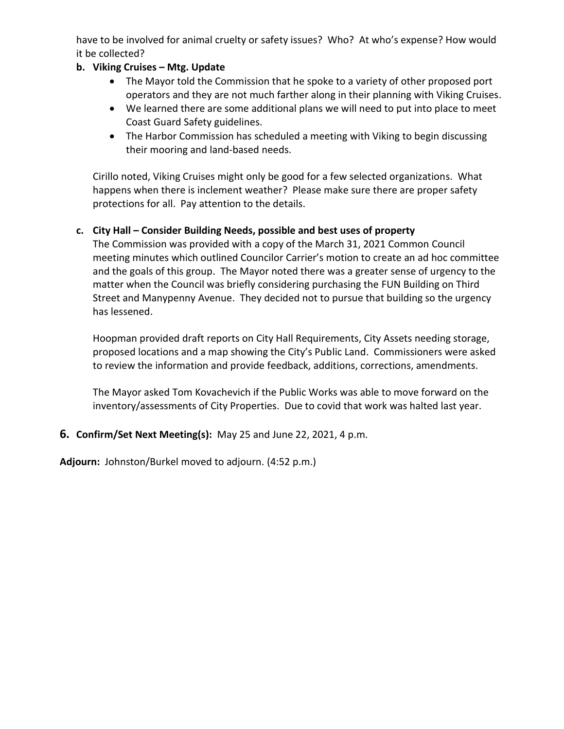have to be involved for animal cruelty or safety issues? Who? At who's expense? How would it be collected?

**b. Viking Cruises – Mtg. Update**

- The Mayor told the Commission that he spoke to a variety of other proposed port operators and they are not much farther along in their planning with Viking Cruises.
- We learned there are some additional plans we will need to put into place to meet Coast Guard Safety guidelines.
- The Harbor Commission has scheduled a meeting with Viking to begin discussing their mooring and land-based needs.

Cirillo noted, Viking Cruises might only be good for a few selected organizations. What happens when there is inclement weather? Please make sure there are proper safety protections for all. Pay attention to the details.

**c. City Hall – Consider Building Needs, possible and best uses of property**

The Commission was provided with a copy of the March 31, 2021 Common Council meeting minutes which outlined Councilor Carrier's motion to create an ad hoc committee and the goals of this group. The Mayor noted there was a greater sense of urgency to the matter when the Council was briefly considering purchasing the FUN Building on Third Street and Manypenny Avenue. They decided not to pursue that building so the urgency has lessened.

Hoopman provided draft reports on City Hall Requirements, City Assets needing storage, proposed locations and a map showing the City's Public Land. Commissioners were asked to review the information and provide feedback, additions, corrections, amendments.

The Mayor asked Tom Kovachevich if the Public Works was able to move forward on the inventory/assessments of City Properties. Due to covid that work was halted last year.

**6. Confirm/Set Next Meeting(s):** May 25 and June 22, 2021, 4 p.m.

**Adjourn:** Johnston/Burkel moved to adjourn. (4:52 p.m.)